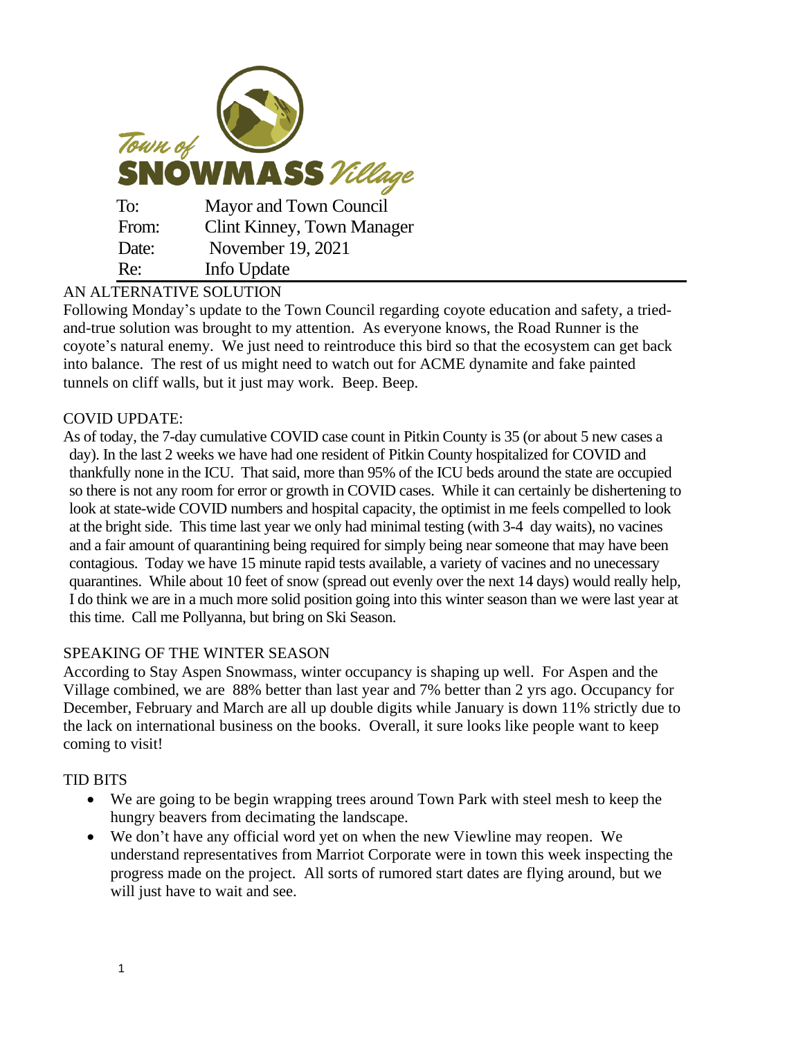Town of SNOWMASS Village

| | |
|---|---|
| To: | Mayor and Town Council |
| From: | Clint Kinney, Town Manager |
| Date: | November 19, 2021 |
| Re: | Info Update |

## AN ALTERNATIVE SOLUTION

Following Monday's update to the Town Council regarding coyote education and safety, a tried-and-true solution was brought to my attention. As everyone knows, the Road Runner is the coyote's natural enemy. We just need to reintroduce this bird so that the ecosystem can get back into balance. The rest of us might need to watch out for ACME dynamite and fake painted tunnels on cliff walls, but it just may work. Beep. Beep.

## COVID UPDATE:

As of today, the 7-day cumulative COVID case count in Pitkin County is 35 (or about 5 new cases a day). In the last 2 weeks we have had one resident of Pitkin County hospitalized for COVID and thankfully none in the ICU. That said, more than 95% of the ICU beds around the state are occupied so there is not any room for error or growth in COVID cases. While it can certainly be dishertening to look at state-wide COVID numbers and hospital capacity, the optimist in me feels compelled to look at the bright side. This time last year we only had minimal testing (with 3-4 day waits), no vacines and a fair amount of quarantining being required for simply being near someone that may have been contagious. Today we have 15 minute rapid tests available, a variety of vacines and no unecessary quarantines. While about 10 feet of snow (spread out evenly over the next 14 days) would really help, I do think we are in a much more solid position going into this winter season than we were last year at this time. Call me Pollyanna, but bring on Ski Season.

## SPEAKING OF THE WINTER SEASON

According to Stay Aspen Snowmass, winter occupancy is shaping up well. For Aspen and the Village combined, we are 88% better than last year and 7% better than 2 yrs ago. Occupancy for December, February and March are all up double digits while January is down 11% strictly due to the lack on international business on the books. Overall, it sure looks like people want to keep coming to visit!

## TID BITS

- We are going to be begin wrapping trees around Town Park with steel mesh to keep the hungry beavers from decimating the landscape.
- We don't have any official word yet on when the new Viewline may reopen. We understand representatives from Marriot Corporate were in town this week inspecting the progress made on the project. All sorts of rumored start dates are flying around, but we will just have to wait and see.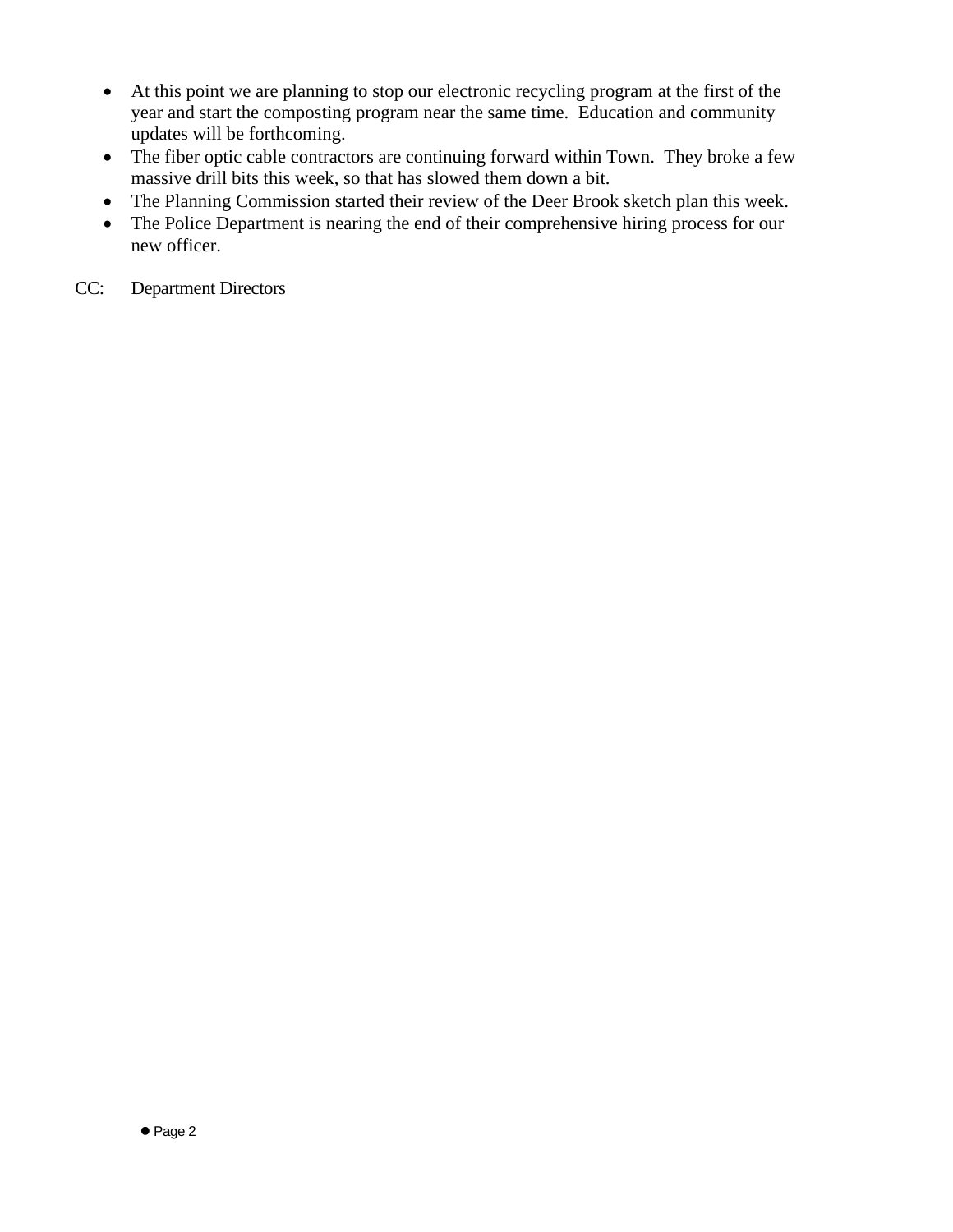- At this point we are planning to stop our electronic recycling program at the first of the year and start the composting program near the same time. Education and community updates will be forthcoming.
- The fiber optic cable contractors are continuing forward within Town. They broke a few massive drill bits this week, so that has slowed them down a bit.
- The Planning Commission started their review of the Deer Brook sketch plan this week.
- The Police Department is nearing the end of their comprehensive hiring process for our new officer.

CC: Department Directors